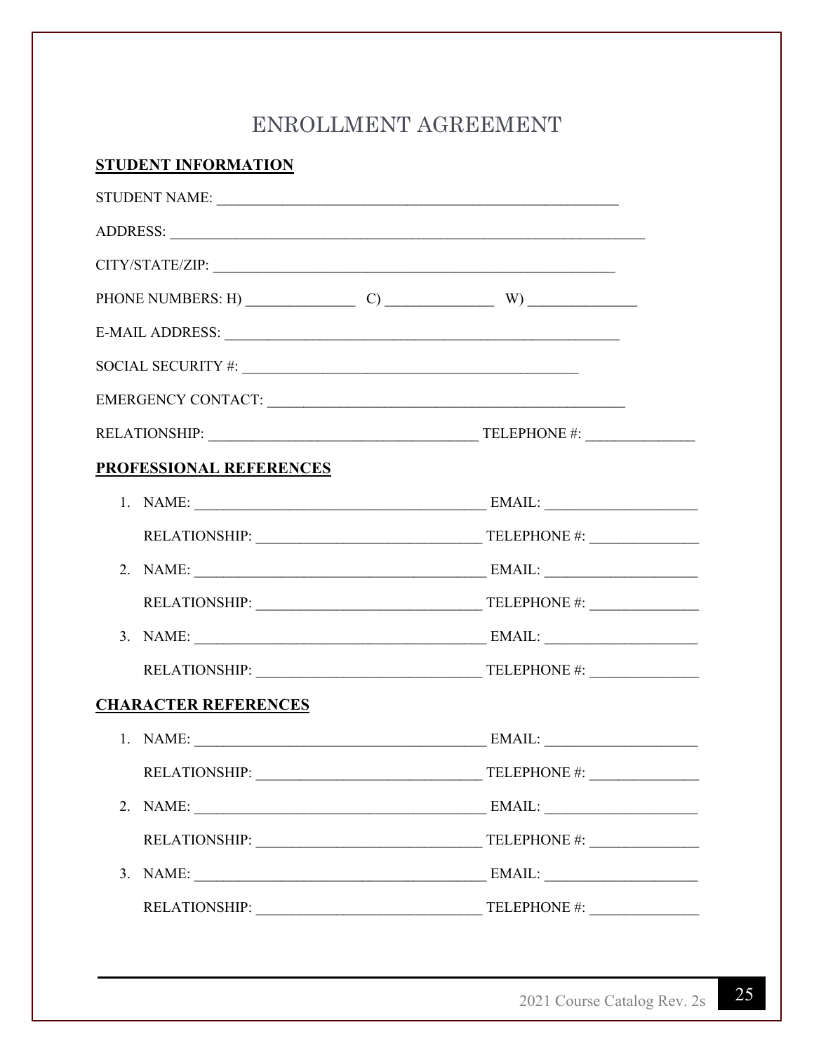# ENROLLMENT AGREEMENT

**STUDENT INFORMATION**

STUDENT NAME: _______________________________________________________

ADDRESS: _________________________________________________________________

CITY/STATE/ZIP: _______________________________________________________

PHONE NUMBERS: H) _______________ C) _______________ W) _______________

E-MAIL ADDRESS: _______________________________________________________

SOCIAL SECURITY #: ______________________________________________

EMERGENCY CONTACT: ________________________________________________

RELATIONSHIP: ____________________________________ TELEPHONE #: _______________

**PROFESSIONAL REFERENCES**

1. NAME: ________________________________________ EMAIL: _____________________

   RELATIONSHIP: ______________________________ TELEPHONE #: _______________

2. NAME: ________________________________________ EMAIL: _____________________

   RELATIONSHIP: ______________________________ TELEPHONE #: _______________

3. NAME: ________________________________________ EMAIL: _____________________

   RELATIONSHIP: ______________________________ TELEPHONE #: _______________

**CHARACTER REFERENCES**

1. NAME: ________________________________________ EMAIL: _____________________

   RELATIONSHIP: ______________________________ TELEPHONE #: _______________

2. NAME: ________________________________________ EMAIL: _____________________

   RELATIONSHIP: ______________________________ TELEPHONE #: _______________

3. NAME: ________________________________________ EMAIL: _____________________

   RELATIONSHIP: ______________________________ TELEPHONE #: _______________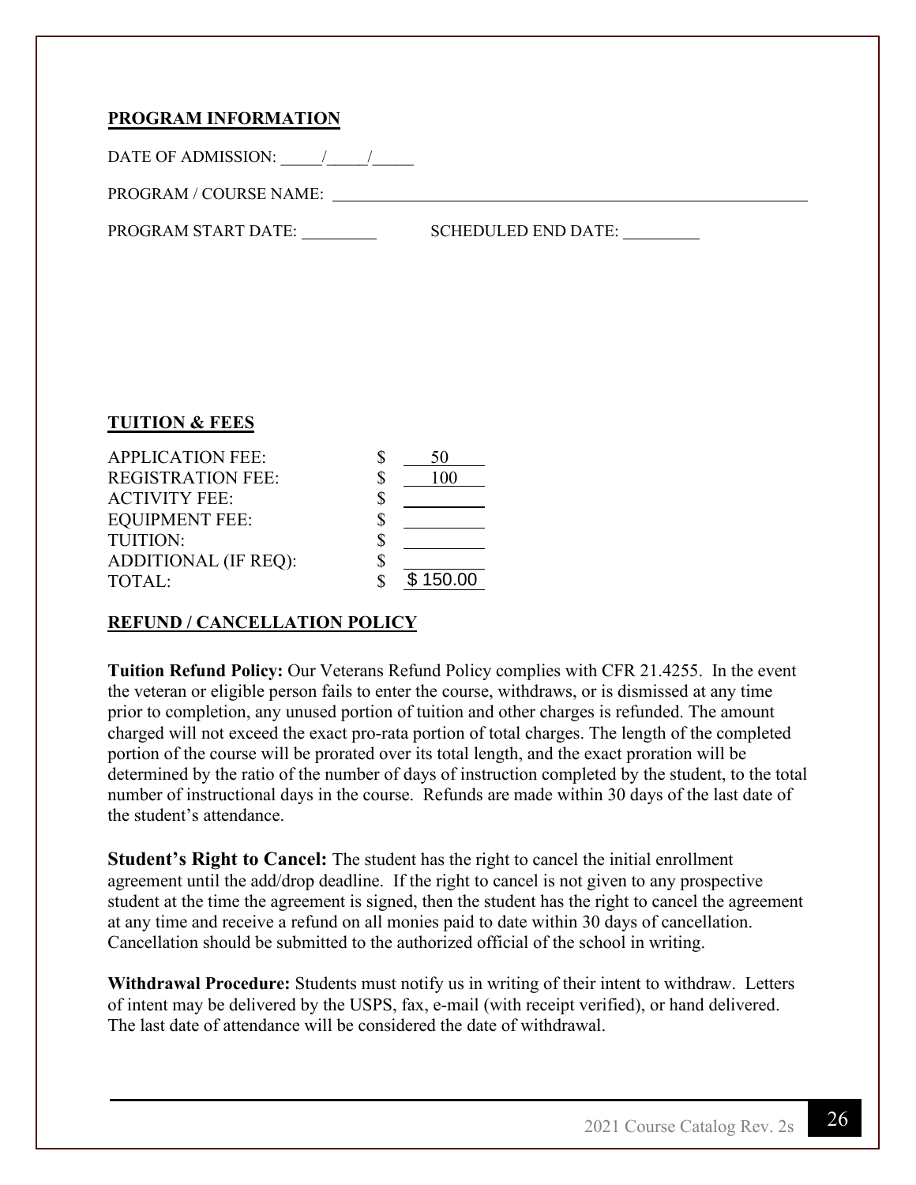## PROGRAM INFORMATION

DATE OF ADMISSION: _____/_____/_____

PROGRAM / COURSE NAME: ______________________________________________

PROGRAM START DATE: _________ SCHEDULED END DATE: _________

## TUITION & FEES

| | | |
|---|---|---|
| APPLICATION FEE: | $ | 50 |
| REGISTRATION FEE: | $ | 100 |
| ACTIVITY FEE: | $ | |
| EQUIPMENT FEE: | $ | |
| TUITION: | $ | |
| ADDITIONAL (IF REQ): | $ | |
| TOTAL: | $ | $ 150.00 |

## REFUND / CANCELLATION POLICY

**Tuition Refund Policy:** Our Veterans Refund Policy complies with CFR 21.4255. In the event the veteran or eligible person fails to enter the course, withdraws, or is dismissed at any time prior to completion, any unused portion of tuition and other charges is refunded. The amount charged will not exceed the exact pro-rata portion of total charges. The length of the completed portion of the course will be prorated over its total length, and the exact proration will be determined by the ratio of the number of days of instruction completed by the student, to the total number of instructional days in the course. Refunds are made within 30 days of the last date of the student's attendance.

**Student's Right to Cancel:** The student has the right to cancel the initial enrollment agreement until the add/drop deadline. If the right to cancel is not given to any prospective student at the time the agreement is signed, then the student has the right to cancel the agreement at any time and receive a refund on all monies paid to date within 30 days of cancellation. Cancellation should be submitted to the authorized official of the school in writing.

**Withdrawal Procedure:** Students must notify us in writing of their intent to withdraw. Letters of intent may be delivered by the USPS, fax, e-mail (with receipt verified), or hand delivered. The last date of attendance will be considered the date of withdrawal.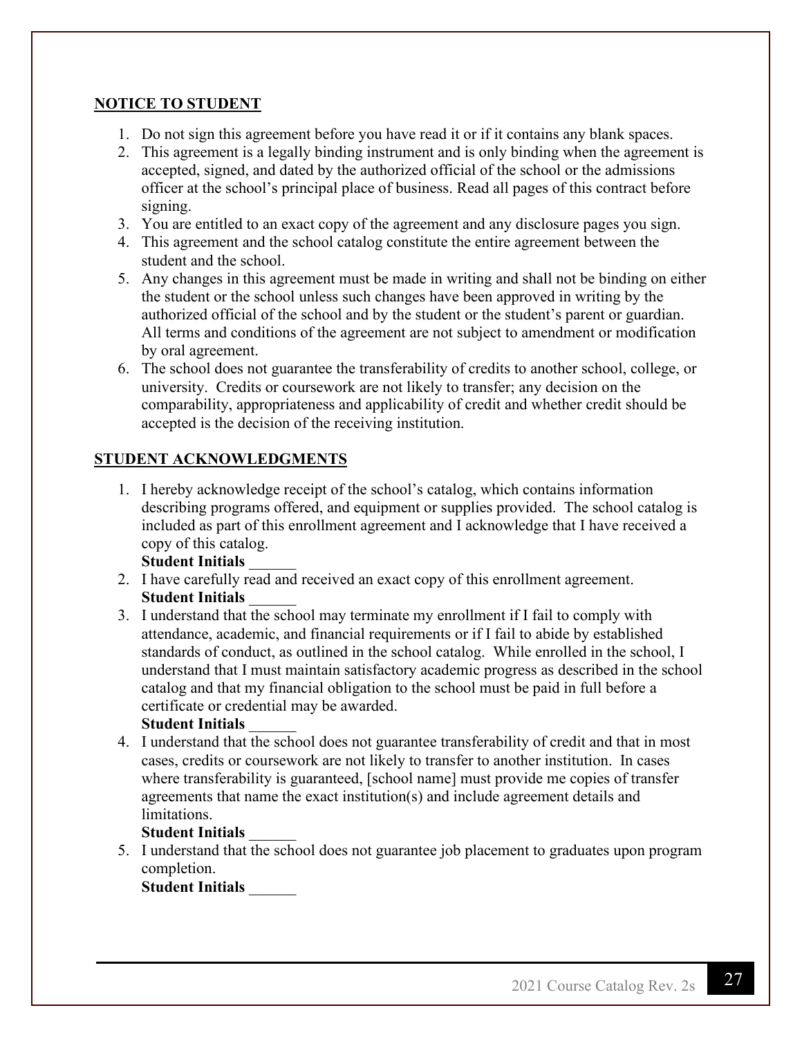## NOTICE TO STUDENT

1. Do not sign this agreement before you have read it or if it contains any blank spaces.
2. This agreement is a legally binding instrument and is only binding when the agreement is accepted, signed, and dated by the authorized official of the school or the admissions officer at the school's principal place of business. Read all pages of this contract before signing.
3. You are entitled to an exact copy of the agreement and any disclosure pages you sign.
4. This agreement and the school catalog constitute the entire agreement between the student and the school.
5. Any changes in this agreement must be made in writing and shall not be binding on either the student or the school unless such changes have been approved in writing by the authorized official of the school and by the student or the student's parent or guardian. All terms and conditions of the agreement are not subject to amendment or modification by oral agreement.
6. The school does not guarantee the transferability of credits to another school, college, or university. Credits or coursework are not likely to transfer; any decision on the comparability, appropriateness and applicability of credit and whether credit should be accepted is the decision of the receiving institution.

## STUDENT ACKNOWLEDGMENTS

1. I hereby acknowledge receipt of the school's catalog, which contains information describing programs offered, and equipment or supplies provided. The school catalog is included as part of this enrollment agreement and I acknowledge that I have received a copy of this catalog.
   **Student Initials** ______
2. I have carefully read and received an exact copy of this enrollment agreement.
   **Student Initials** ______
3. I understand that the school may terminate my enrollment if I fail to comply with attendance, academic, and financial requirements or if I fail to abide by established standards of conduct, as outlined in the school catalog. While enrolled in the school, I understand that I must maintain satisfactory academic progress as described in the school catalog and that my financial obligation to the school must be paid in full before a certificate or credential may be awarded.
   **Student Initials** ______
4. I understand that the school does not guarantee transferability of credit and that in most cases, credits or coursework are not likely to transfer to another institution. In cases where transferability is guaranteed, [school name] must provide me copies of transfer agreements that name the exact institution(s) and include agreement details and limitations.
   **Student Initials** ______
5. I understand that the school does not guarantee job placement to graduates upon program completion.
   **Student Initials** ______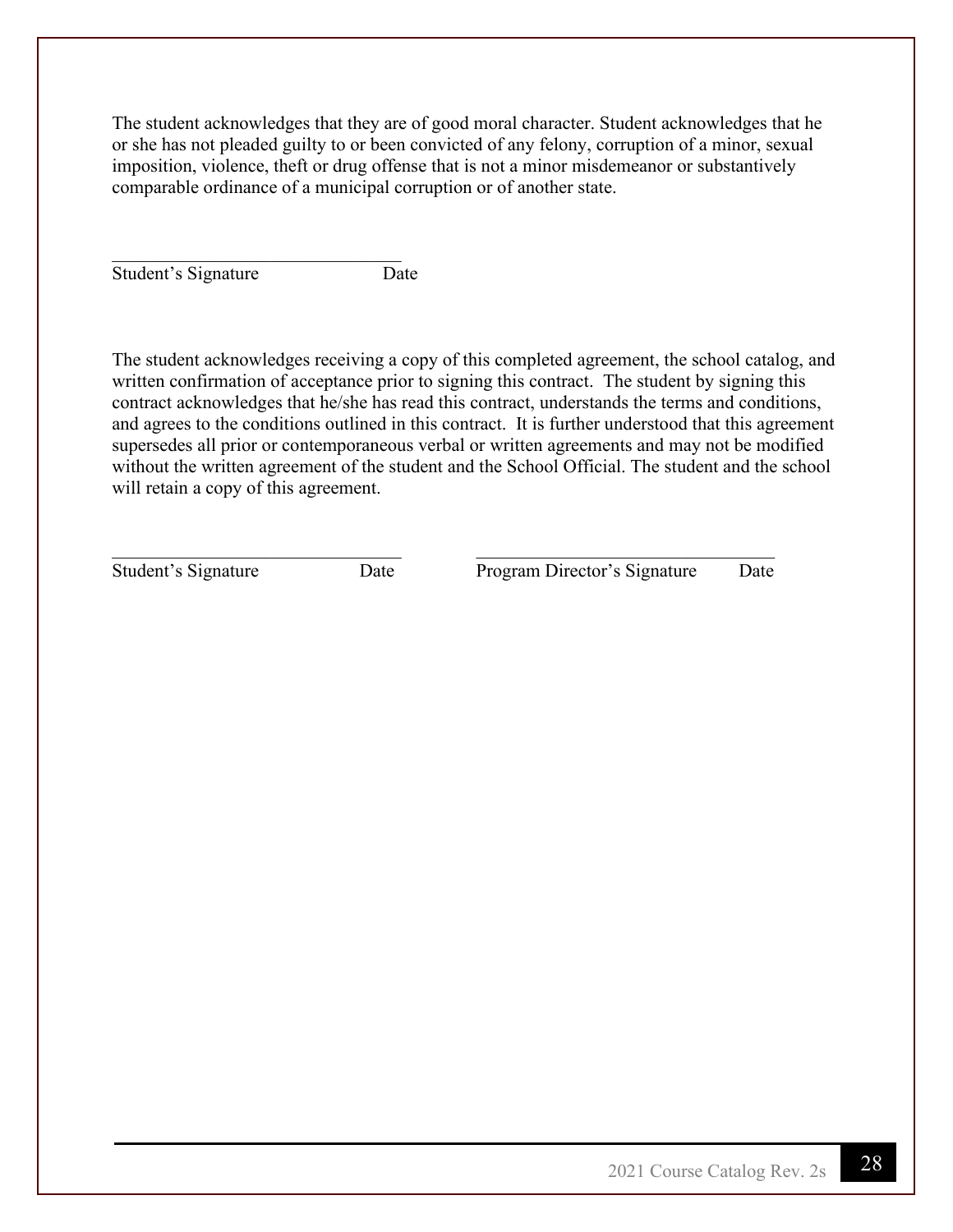The student acknowledges that they are of good moral character. Student acknowledges that he or she has not pleaded guilty to or been convicted of any felony, corruption of a minor, sexual imposition, violence, theft or drug offense that is not a minor misdemeanor or substantively comparable ordinance of a municipal corruption or of another state.

\_\_\_\_\_\_\_\_\_\_\_\_\_\_\_\_\_\_\_\_\_\_\_\_\_\_\_\_\_\_\_\_\_\_

Student's Signature Date

The student acknowledges receiving a copy of this completed agreement, the school catalog, and written confirmation of acceptance prior to signing this contract. The student by signing this contract acknowledges that he/she has read this contract, understands the terms and conditions, and agrees to the conditions outlined in this contract. It is further understood that this agreement supersedes all prior or contemporaneous verbal or written agreements and may not be modified without the written agreement of the student and the School Official. The student and the school will retain a copy of this agreement.

\_\_\_\_\_\_\_\_\_\_\_\_\_\_\_\_\_\_\_\_\_\_\_\_\_\_\_\_\_\_\_\_\_\_ \_\_\_\_\_\_\_\_\_\_\_\_\_\_\_\_\_\_\_\_\_\_\_\_\_\_\_\_\_\_\_\_\_\_

Student's Signature Date Program Director's Signature Date